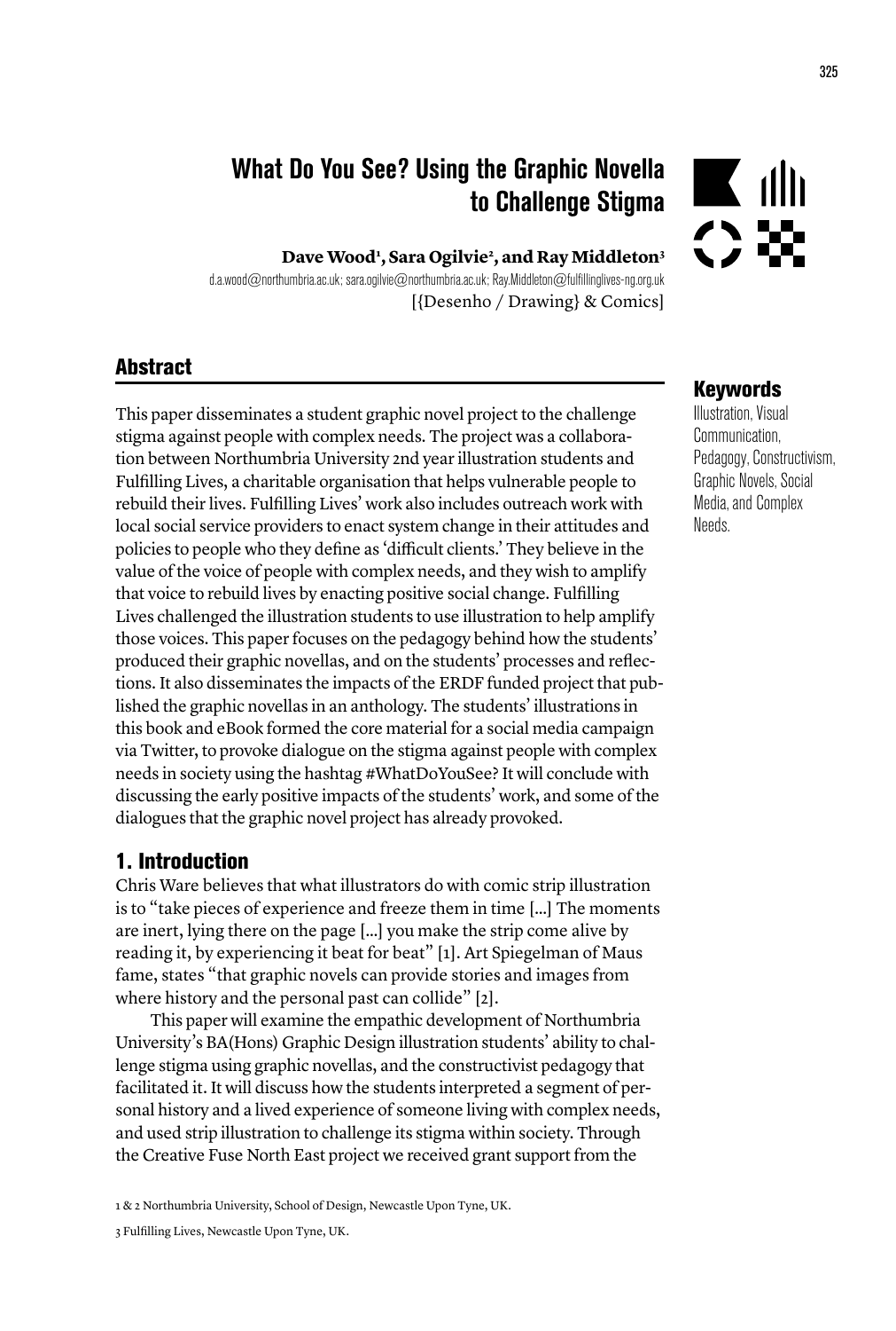# What Do You See? Using the Graphic Novella to Challenge Stigma

**Dave Wood[1], Sara Ogilvie[2], and Ray Middleton[3]**

d.a.wood@northumbria.ac.uk; sara.ogilvie@northumbria.ac.uk; Ray.Middleton@fulfillinglives-ng.org.uk

[{Desenho / Drawing} & Comics]

## Abstract

This paper disseminates a student graphic novel project to the challenge stigma against people with complex needs. The project was a collaboration between Northumbria University 2nd year illustration students and Fulfilling Lives, a charitable organisation that helps vulnerable people to rebuild their lives. Fulfilling Lives' work also includes outreach work with local social service providers to enact system change in their attitudes and policies to people who they define as 'difficult clients.' They believe in the value of the voice of people with complex needs, and they wish to amplify that voice to rebuild lives by enacting positive social change. Fulfilling Lives challenged the illustration students to use illustration to help amplify those voices. This paper focuses on the pedagogy behind how the students' produced their graphic novellas, and on the students' processes and reflections. It also disseminates the impacts of the ERDF funded project that published the graphic novellas in an anthology. The students' illustrations in this book and eBook formed the core material for a social media campaign via Twitter, to provoke dialogue on the stigma against people with complex needs in society using the hashtag #WhatDoYouSee? It will conclude with discussing the early positive impacts of the students' work, and some of the dialogues that the graphic novel project has already provoked.

## Keywords

Illustration, Visual Communication, Pedagogy, Constructivism, Graphic Novels, Social Media, and Complex Needs.

## 1. Introduction

Chris Ware believes that what illustrators do with comic strip illustration is to "take pieces of experience and freeze them in time [...] The moments are inert, lying there on the page [...] you make the strip come alive by reading it, by experiencing it beat for beat" [1]. Art Spiegelman of Maus fame, states "that graphic novels can provide stories and images from where history and the personal past can collide" [2].

This paper will examine the empathic development of Northumbria University's BA(Hons) Graphic Design illustration students' ability to challenge stigma using graphic novellas, and the constructivist pedagogy that facilitated it. It will discuss how the students interpreted a segment of personal history and a lived experience of someone living with complex needs, and used strip illustration to challenge its stigma within society. Through the Creative Fuse North East project we received grant support from the

1 & 2 Northumbria University, School of Design, Newcastle Upon Tyne, UK.

3 Fulfilling Lives, Newcastle Upon Tyne, UK.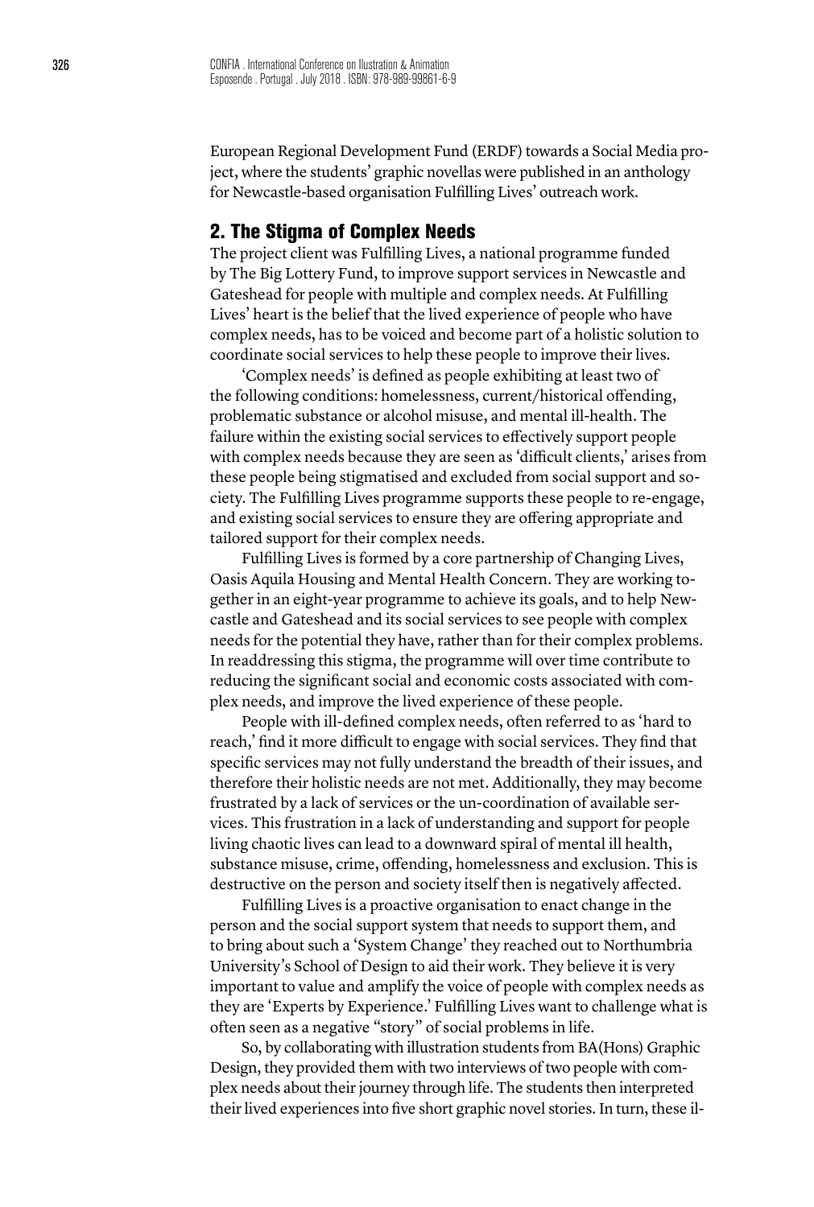European Regional Development Fund (ERDF) towards a Social Media project, where the students' graphic novellas were published in an anthology for Newcastle-based organisation Fulfilling Lives' outreach work.

## 2. The Stigma of Complex Needs

The project client was Fulfilling Lives, a national programme funded by The Big Lottery Fund, to improve support services in Newcastle and Gateshead for people with multiple and complex needs. At Fulfilling Lives' heart is the belief that the lived experience of people who have complex needs, has to be voiced and become part of a holistic solution to coordinate social services to help these people to improve their lives.

'Complex needs' is defined as people exhibiting at least two of the following conditions: homelessness, current/historical offending, problematic substance or alcohol misuse, and mental ill-health. The failure within the existing social services to effectively support people with complex needs because they are seen as 'difficult clients,' arises from these people being stigmatised and excluded from social support and society. The Fulfilling Lives programme supports these people to re-engage, and existing social services to ensure they are offering appropriate and tailored support for their complex needs.

Fulfilling Lives is formed by a core partnership of Changing Lives, Oasis Aquila Housing and Mental Health Concern. They are working together in an eight-year programme to achieve its goals, and to help Newcastle and Gateshead and its social services to see people with complex needs for the potential they have, rather than for their complex problems. In readdressing this stigma, the programme will over time contribute to reducing the significant social and economic costs associated with complex needs, and improve the lived experience of these people.

People with ill-defined complex needs, often referred to as 'hard to reach,' find it more difficult to engage with social services. They find that specific services may not fully understand the breadth of their issues, and therefore their holistic needs are not met. Additionally, they may become frustrated by a lack of services or the un-coordination of available services. This frustration in a lack of understanding and support for people living chaotic lives can lead to a downward spiral of mental ill health, substance misuse, crime, offending, homelessness and exclusion. This is destructive on the person and society itself then is negatively affected.

Fulfilling Lives is a proactive organisation to enact change in the person and the social support system that needs to support them, and to bring about such a 'System Change' they reached out to Northumbria University's School of Design to aid their work. They believe it is very important to value and amplify the voice of people with complex needs as they are 'Experts by Experience.' Fulfilling Lives want to challenge what is often seen as a negative "story" of social problems in life.

So, by collaborating with illustration students from BA(Hons) Graphic Design, they provided them with two interviews of two people with complex needs about their journey through life. The students then interpreted their lived experiences into five short graphic novel stories. In turn, these il-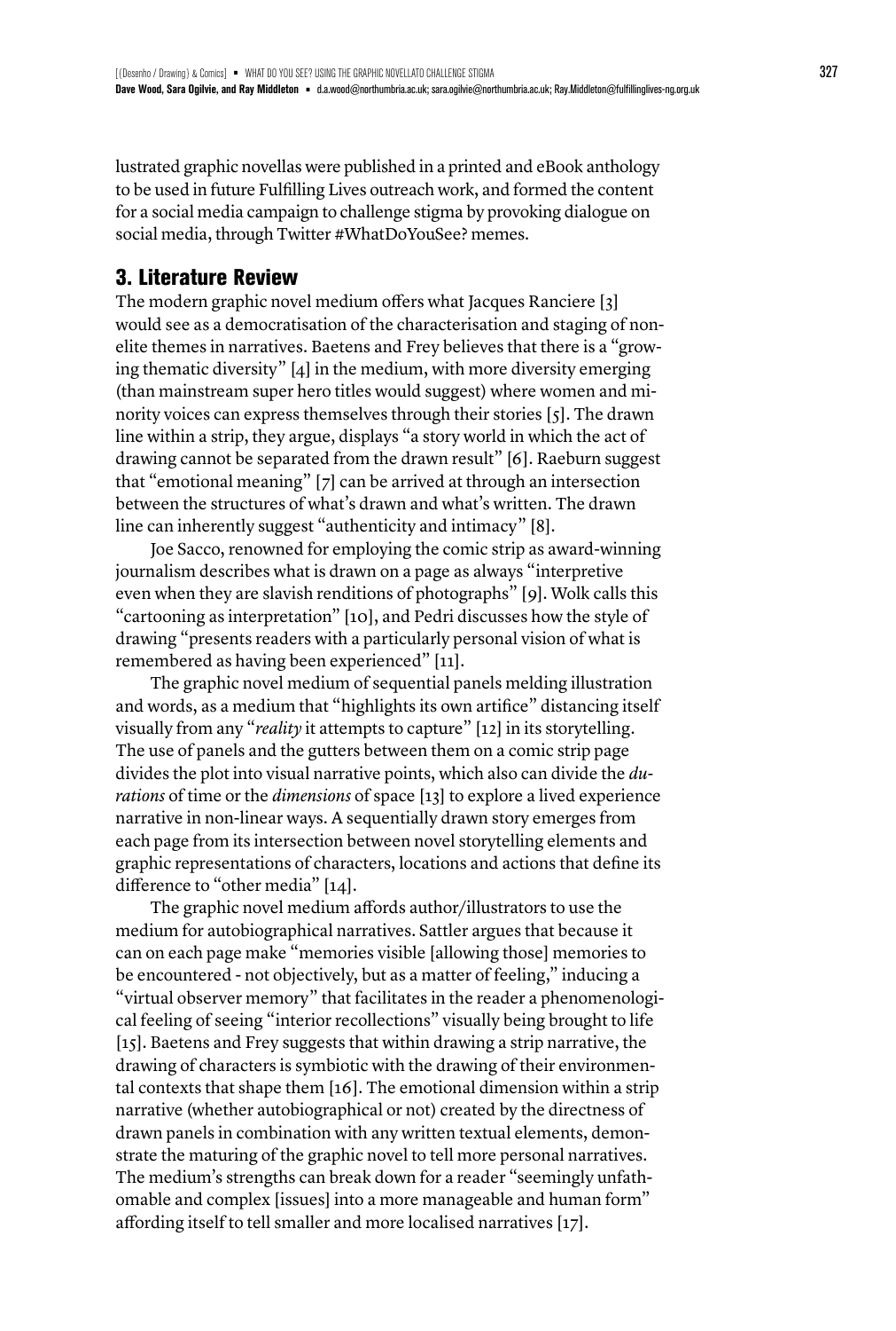lustrated graphic novellas were published in a printed and eBook anthology to be used in future Fulfilling Lives outreach work, and formed the content for a social media campaign to challenge stigma by provoking dialogue on social media, through Twitter #WhatDoYouSee? memes.

## 3. Literature Review

The modern graphic novel medium offers what Jacques Ranciere [3] would see as a democratisation of the characterisation and staging of non-elite themes in narratives. Baetens and Frey believes that there is a "growing thematic diversity" [4] in the medium, with more diversity emerging (than mainstream super hero titles would suggest) where women and minority voices can express themselves through their stories [5]. The drawn line within a strip, they argue, displays "a story world in which the act of drawing cannot be separated from the drawn result" [6]. Raeburn suggest that "emotional meaning" [7] can be arrived at through an intersection between the structures of what's drawn and what's written. The drawn line can inherently suggest "authenticity and intimacy" [8].

Joe Sacco, renowned for employing the comic strip as award-winning journalism describes what is drawn on a page as always "interpretive even when they are slavish renditions of photographs" [9]. Wolk calls this "cartooning as interpretation" [10], and Pedri discusses how the style of drawing "presents readers with a particularly personal vision of what is remembered as having been experienced" [11].

The graphic novel medium of sequential panels melding illustration and words, as a medium that "highlights its own artifice" distancing itself visually from any "*reality* it attempts to capture" [12] in its storytelling. The use of panels and the gutters between them on a comic strip page divides the plot into visual narrative points, which also can divide the *durations* of time or the *dimensions* of space [13] to explore a lived experience narrative in non-linear ways. A sequentially drawn story emerges from each page from its intersection between novel storytelling elements and graphic representations of characters, locations and actions that define its difference to "other media" [14].

The graphic novel medium affords author/illustrators to use the medium for autobiographical narratives. Sattler argues that because it can on each page make "memories visible [allowing those] memories to be encountered - not objectively, but as a matter of feeling," inducing a "virtual observer memory" that facilitates in the reader a phenomenological feeling of seeing "interior recollections" visually being brought to life [15]. Baetens and Frey suggests that within drawing a strip narrative, the drawing of characters is symbiotic with the drawing of their environmental contexts that shape them [16]. The emotional dimension within a strip narrative (whether autobiographical or not) created by the directness of drawn panels in combination with any written textual elements, demonstrate the maturing of the graphic novel to tell more personal narratives. The medium's strengths can break down for a reader "seemingly unfathomable and complex [issues] into a more manageable and human form" affording itself to tell smaller and more localised narratives [17].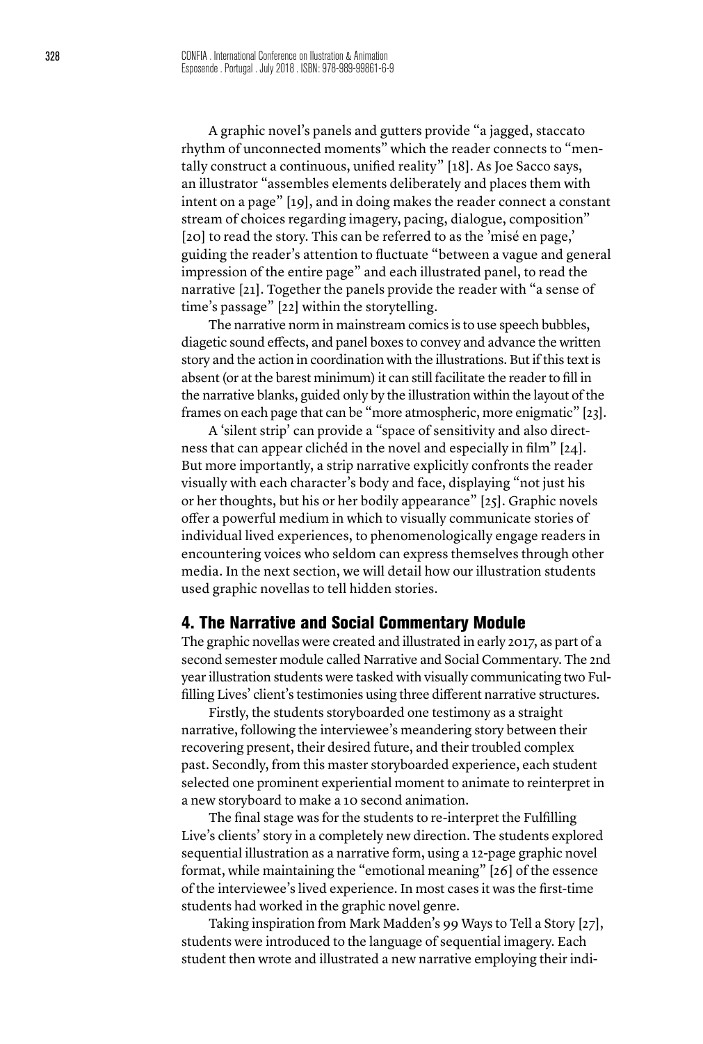A graphic novel's panels and gutters provide "a jagged, staccato rhythm of unconnected moments" which the reader connects to "mentally construct a continuous, unified reality" [18]. As Joe Sacco says, an illustrator "assembles elements deliberately and places them with intent on a page" [19], and in doing makes the reader connect a constant stream of choices regarding imagery, pacing, dialogue, composition" [20] to read the story. This can be referred to as the 'misé en page,' guiding the reader's attention to fluctuate "between a vague and general impression of the entire page" and each illustrated panel, to read the narrative [21]. Together the panels provide the reader with "a sense of time's passage" [22] within the storytelling.

The narrative norm in mainstream comics is to use speech bubbles, diagetic sound effects, and panel boxes to convey and advance the written story and the action in coordination with the illustrations. But if this text is absent (or at the barest minimum) it can still facilitate the reader to fill in the narrative blanks, guided only by the illustration within the layout of the frames on each page that can be "more atmospheric, more enigmatic" [23].

A 'silent strip' can provide a "space of sensitivity and also directness that can appear clichéd in the novel and especially in film" [24]. But more importantly, a strip narrative explicitly confronts the reader visually with each character's body and face, displaying "not just his or her thoughts, but his or her bodily appearance" [25]. Graphic novels offer a powerful medium in which to visually communicate stories of individual lived experiences, to phenomenologically engage readers in encountering voices who seldom can express themselves through other media. In the next section, we will detail how our illustration students used graphic novellas to tell hidden stories.

## 4. The Narrative and Social Commentary Module

The graphic novellas were created and illustrated in early 2017, as part of a second semester module called Narrative and Social Commentary. The 2nd year illustration students were tasked with visually communicating two Fulfilling Lives' client's testimonies using three different narrative structures.

Firstly, the students storyboarded one testimony as a straight narrative, following the interviewee's meandering story between their recovering present, their desired future, and their troubled complex past. Secondly, from this master storyboarded experience, each student selected one prominent experiential moment to animate to reinterpret in a new storyboard to make a 10 second animation.

The final stage was for the students to re-interpret the Fulfilling Live's clients' story in a completely new direction. The students explored sequential illustration as a narrative form, using a 12-page graphic novel format, while maintaining the "emotional meaning" [26] of the essence of the interviewee's lived experience. In most cases it was the first-time students had worked in the graphic novel genre.

Taking inspiration from Mark Madden's 99 Ways to Tell a Story [27], students were introduced to the language of sequential imagery. Each student then wrote and illustrated a new narrative employing their indi-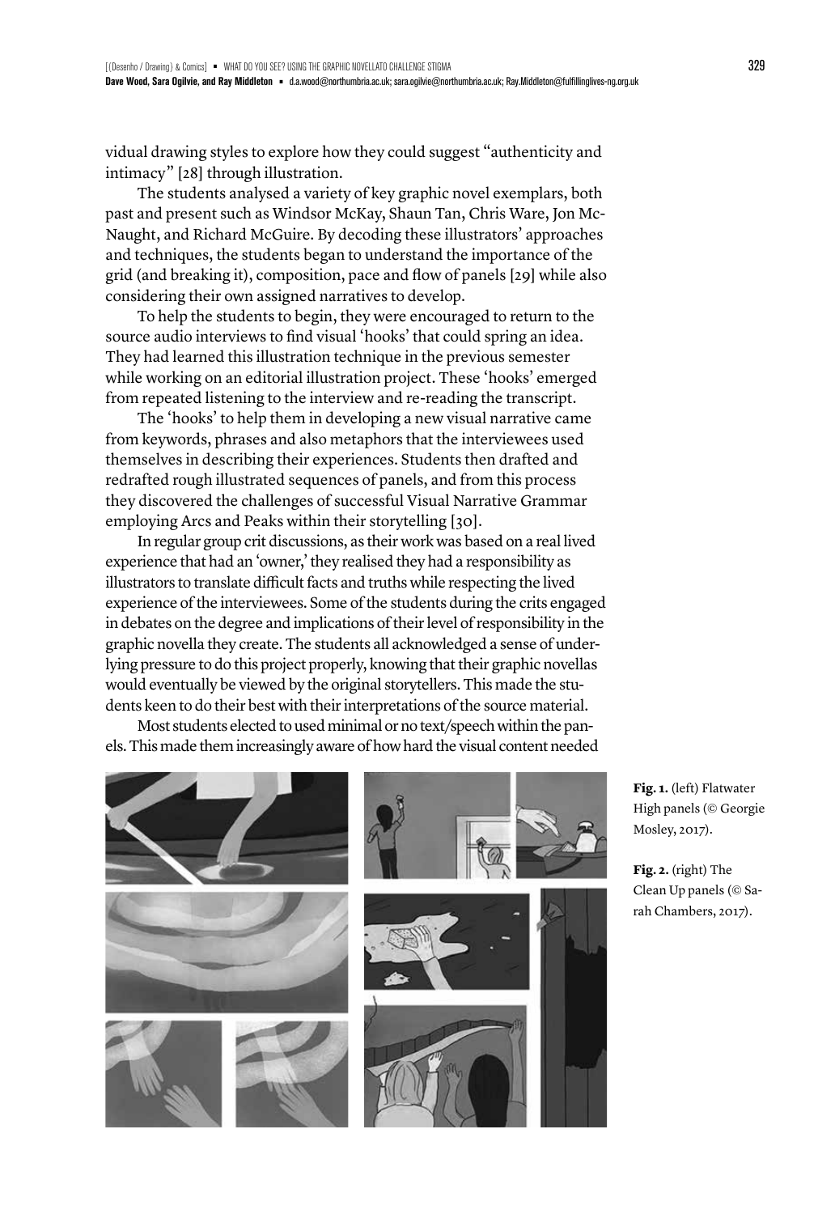vidual drawing styles to explore how they could suggest "authenticity and intimacy" [28] through illustration.

The students analysed a variety of key graphic novel exemplars, both past and present such as Windsor McKay, Shaun Tan, Chris Ware, Jon McNaught, and Richard McGuire. By decoding these illustrators' approaches and techniques, the students began to understand the importance of the grid (and breaking it), composition, pace and flow of panels [29] while also considering their own assigned narratives to develop.

To help the students to begin, they were encouraged to return to the source audio interviews to find visual 'hooks' that could spring an idea. They had learned this illustration technique in the previous semester while working on an editorial illustration project. These 'hooks' emerged from repeated listening to the interview and re-reading the transcript.

The 'hooks' to help them in developing a new visual narrative came from keywords, phrases and also metaphors that the interviewees used themselves in describing their experiences. Students then drafted and redrafted rough illustrated sequences of panels, and from this process they discovered the challenges of successful Visual Narrative Grammar employing Arcs and Peaks within their storytelling [30].

In regular group crit discussions, as their work was based on a real lived experience that had an 'owner,' they realised they had a responsibility as illustrators to translate difficult facts and truths while respecting the lived experience of the interviewees. Some of the students during the crits engaged in debates on the degree and implications of their level of responsibility in the graphic novella they create. The students all acknowledged a sense of underlying pressure to do this project properly, knowing that their graphic novellas would eventually be viewed by the original storytellers. This made the students keen to do their best with their interpretations of the source material.

Most students elected to used minimal or no text/speech within the panels. This made them increasingly aware of how hard the visual content needed

**Fig. 1.** (left) Flatwater High panels (© Georgie Mosley, 2017).

**Fig. 2.** (right) The Clean Up panels (© Sarah Chambers, 2017).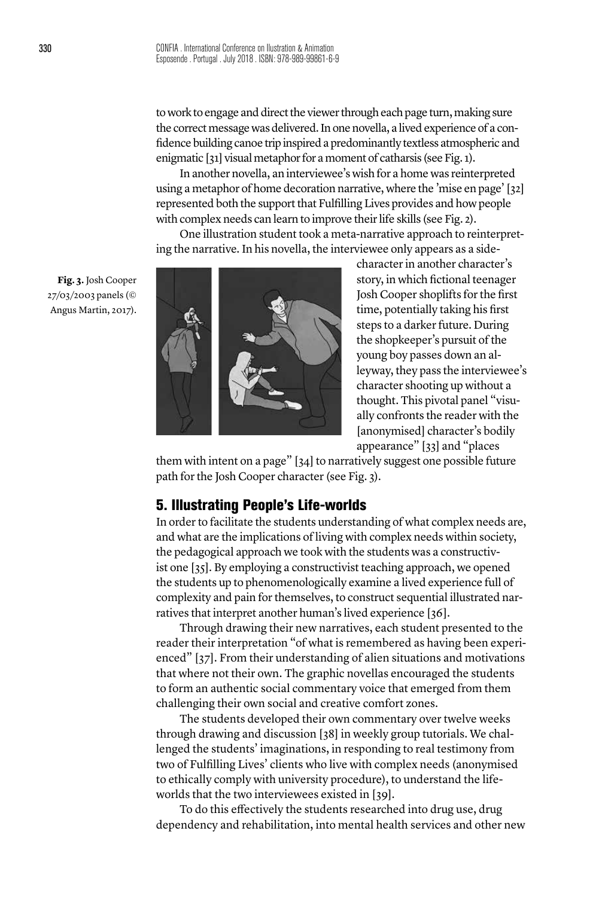to work to engage and direct the viewer through each page turn, making sure the correct message was delivered. In one novella, a lived experience of a confidence building canoe trip inspired a predominantly textless atmospheric and enigmatic [31] visual metaphor for a moment of catharsis (see Fig. 1).

In another novella, an interviewee's wish for a home was reinterpreted using a metaphor of home decoration narrative, where the 'mise en page' [32] represented both the support that Fulfilling Lives provides and how people with complex needs can learn to improve their life skills (see Fig. 2).

One illustration student took a meta-narrative approach to reinterpreting the narrative. In his novella, the interviewee only appears as a side-character in another character's story, in which fictional teenager Josh Cooper shoplifts for the first time, potentially taking his first steps to a darker future. During the shopkeeper's pursuit of the young boy passes down an alleyway, they pass the interviewee's character shooting up without a thought. This pivotal panel "visually confronts the reader with the [anonymised] character's bodily appearance" [33] and "places them with intent on a page" [34] to narratively suggest one possible future path for the Josh Cooper character (see Fig. 3).

**Fig. 3.** Josh Cooper 27/03/2003 panels (© Angus Martin, 2017).

## 5. Illustrating People's Life-worlds

In order to facilitate the students understanding of what complex needs are, and what are the implications of living with complex needs within society, the pedagogical approach we took with the students was a constructivist one [35]. By employing a constructivist teaching approach, we opened the students up to phenomenologically examine a lived experience full of complexity and pain for themselves, to construct sequential illustrated narratives that interpret another human's lived experience [36].

Through drawing their new narratives, each student presented to the reader their interpretation "of what is remembered as having been experienced" [37]. From their understanding of alien situations and motivations that where not their own. The graphic novellas encouraged the students to form an authentic social commentary voice that emerged from them challenging their own social and creative comfort zones.

The students developed their own commentary over twelve weeks through drawing and discussion [38] in weekly group tutorials. We challenged the students' imaginations, in responding to real testimony from two of Fulfilling Lives' clients who live with complex needs (anonymised to ethically comply with university procedure), to understand the life-worlds that the two interviewees existed in [39].

To do this effectively the students researched into drug use, drug dependency and rehabilitation, into mental health services and other new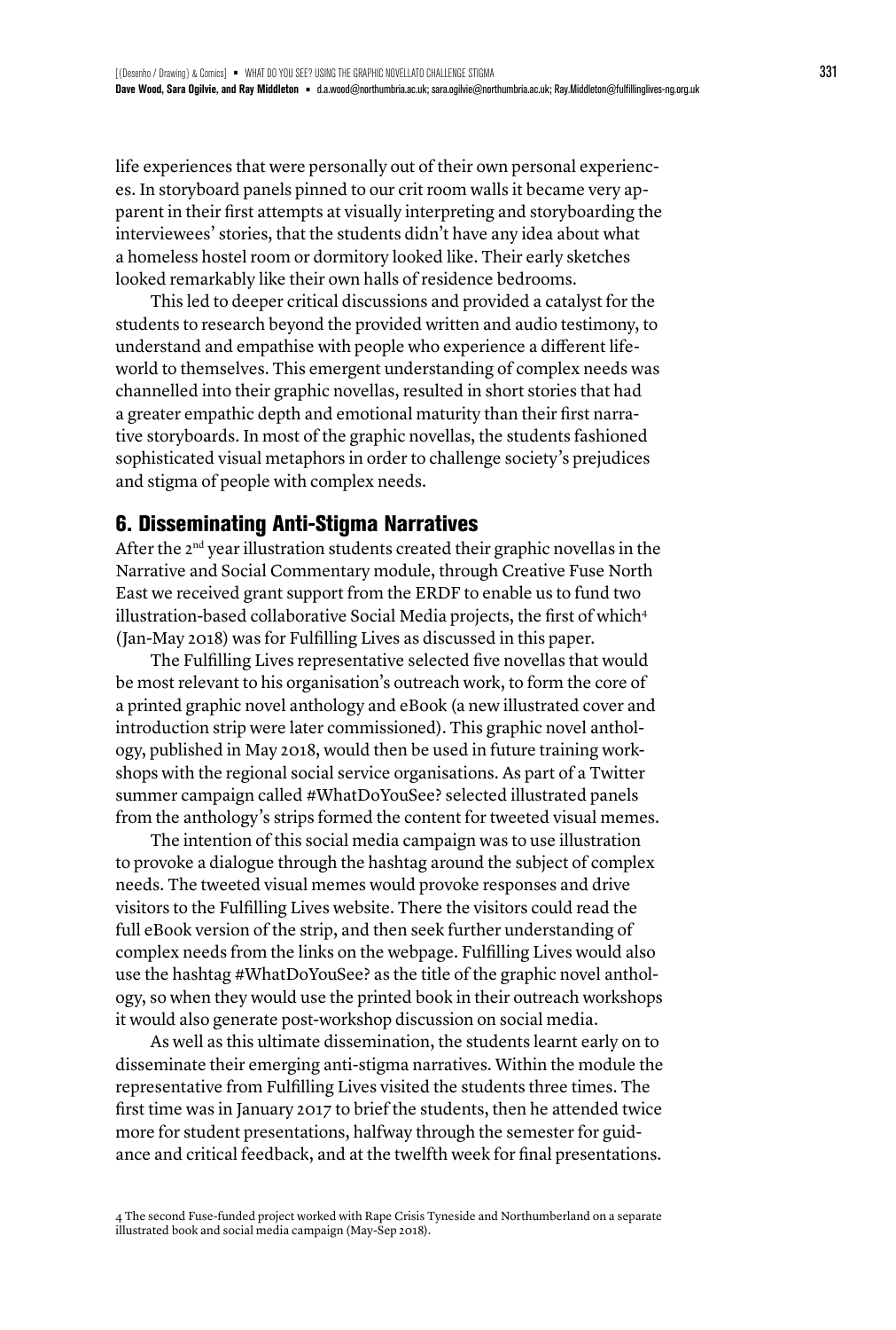life experiences that were personally out of their own personal experiences. In storyboard panels pinned to our crit room walls it became very apparent in their first attempts at visually interpreting and storyboarding the interviewees' stories, that the students didn't have any idea about what a homeless hostel room or dormitory looked like. Their early sketches looked remarkably like their own halls of residence bedrooms.

This led to deeper critical discussions and provided a catalyst for the students to research beyond the provided written and audio testimony, to understand and empathise with people who experience a different life-world to themselves. This emergent understanding of complex needs was channelled into their graphic novellas, resulted in short stories that had a greater empathic depth and emotional maturity than their first narrative storyboards. In most of the graphic novellas, the students fashioned sophisticated visual metaphors in order to challenge society's prejudices and stigma of people with complex needs.

## 6. Disseminating Anti-Stigma Narratives

After the 2nd year illustration students created their graphic novellas in the Narrative and Social Commentary module, through Creative Fuse North East we received grant support from the ERDF to enable us to fund two illustration-based collaborative Social Media projects, the first of which[4] (Jan-May 2018) was for Fulfilling Lives as discussed in this paper.

The Fulfilling Lives representative selected five novellas that would be most relevant to his organisation's outreach work, to form the core of a printed graphic novel anthology and eBook (a new illustrated cover and introduction strip were later commissioned). This graphic novel anthology, published in May 2018, would then be used in future training workshops with the regional social service organisations. As part of a Twitter summer campaign called #WhatDoYouSee? selected illustrated panels from the anthology's strips formed the content for tweeted visual memes.

The intention of this social media campaign was to use illustration to provoke a dialogue through the hashtag around the subject of complex needs. The tweeted visual memes would provoke responses and drive visitors to the Fulfilling Lives website. There the visitors could read the full eBook version of the strip, and then seek further understanding of complex needs from the links on the webpage. Fulfilling Lives would also use the hashtag #WhatDoYouSee? as the title of the graphic novel anthology, so when they would use the printed book in their outreach workshops it would also generate post-workshop discussion on social media.

As well as this ultimate dissemination, the students learnt early on to disseminate their emerging anti-stigma narratives. Within the module the representative from Fulfilling Lives visited the students three times. The first time was in January 2017 to brief the students, then he attended twice more for student presentations, halfway through the semester for guidance and critical feedback, and at the twelfth week for final presentations.

4 The second Fuse-funded project worked with Rape Crisis Tyneside and Northumberland on a separate illustrated book and social media campaign (May-Sep 2018).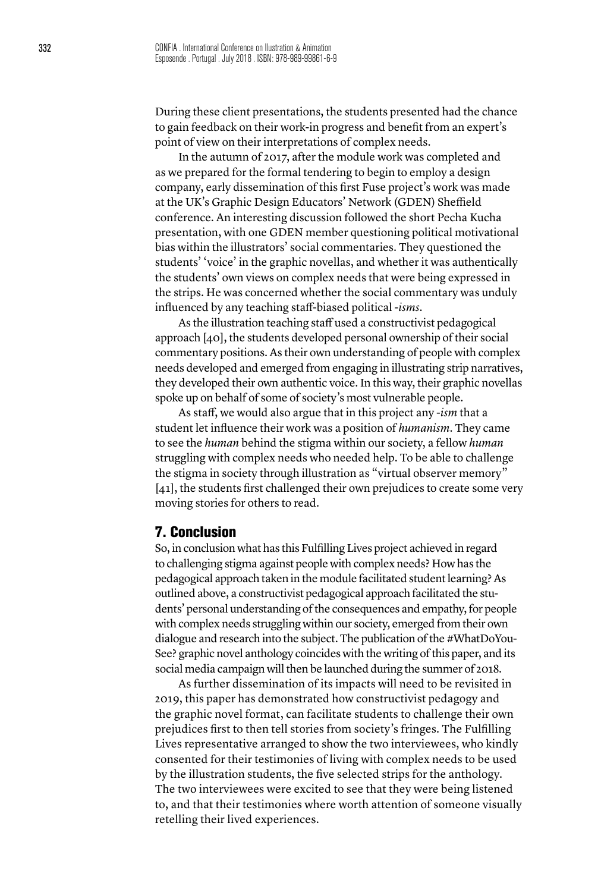During these client presentations, the students presented had the chance to gain feedback on their work-in progress and benefit from an expert's point of view on their interpretations of complex needs.

In the autumn of 2017, after the module work was completed and as we prepared for the formal tendering to begin to employ a design company, early dissemination of this first Fuse project's work was made at the UK's Graphic Design Educators' Network (GDEN) Sheffield conference. An interesting discussion followed the short Pecha Kucha presentation, with one GDEN member questioning political motivational bias within the illustrators' social commentaries. They questioned the students' 'voice' in the graphic novellas, and whether it was authentically the students' own views on complex needs that were being expressed in the strips. He was concerned whether the social commentary was unduly influenced by any teaching staff-biased political *-isms*.

As the illustration teaching staff used a constructivist pedagogical approach [40], the students developed personal ownership of their social commentary positions. As their own understanding of people with complex needs developed and emerged from engaging in illustrating strip narratives, they developed their own authentic voice. In this way, their graphic novellas spoke up on behalf of some of society's most vulnerable people.

As staff, we would also argue that in this project any *-ism* that a student let influence their work was a position of *humanism*. They came to see the *human* behind the stigma within our society, a fellow *human* struggling with complex needs who needed help. To be able to challenge the stigma in society through illustration as "virtual observer memory" [41], the students first challenged their own prejudices to create some very moving stories for others to read.

## 7. Conclusion

So, in conclusion what has this Fulfilling Lives project achieved in regard to challenging stigma against people with complex needs? How has the pedagogical approach taken in the module facilitated student learning? As outlined above, a constructivist pedagogical approach facilitated the students' personal understanding of the consequences and empathy, for people with complex needs struggling within our society, emerged from their own dialogue and research into the subject. The publication of the #WhatDoYouSee? graphic novel anthology coincides with the writing of this paper, and its social media campaign will then be launched during the summer of 2018.

As further dissemination of its impacts will need to be revisited in 2019, this paper has demonstrated how constructivist pedagogy and the graphic novel format, can facilitate students to challenge their own prejudices first to then tell stories from society's fringes. The Fulfilling Lives representative arranged to show the two interviewees, who kindly consented for their testimonies of living with complex needs to be used by the illustration students, the five selected strips for the anthology. The two interviewees were excited to see that they were being listened to, and that their testimonies where worth attention of someone visually retelling their lived experiences.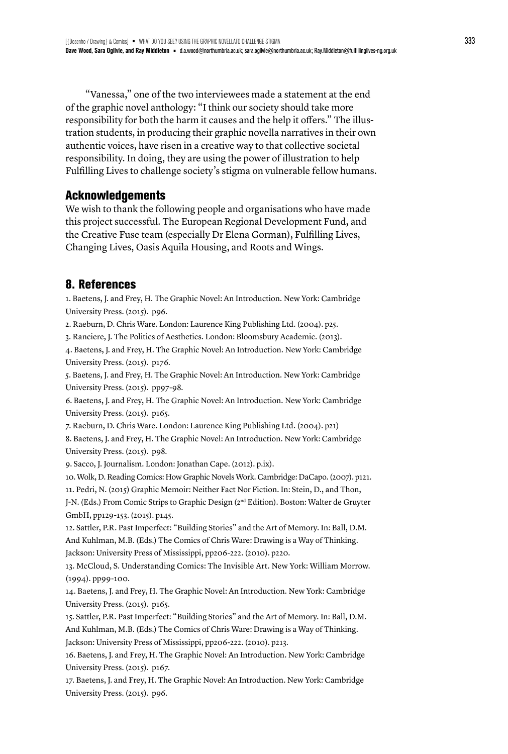"Vanessa," one of the two interviewees made a statement at the end of the graphic novel anthology: "I think our society should take more responsibility for both the harm it causes and the help it offers." The illustration students, in producing their graphic novella narratives in their own authentic voices, have risen in a creative way to that collective societal responsibility. In doing, they are using the power of illustration to help Fulfilling Lives to challenge society's stigma on vulnerable fellow humans.

## Acknowledgements

We wish to thank the following people and organisations who have made this project successful. The European Regional Development Fund, and the Creative Fuse team (especially Dr Elena Gorman), Fulfilling Lives, Changing Lives, Oasis Aquila Housing, and Roots and Wings.

## 8. References

1. Baetens, J. and Frey, H. The Graphic Novel: An Introduction. New York: Cambridge University Press. (2015). p96.
2. Raeburn, D. Chris Ware. London: Laurence King Publishing Ltd. (2004). p25.
3. Ranciere, J. The Politics of Aesthetics. London: Bloomsbury Academic. (2013).
4. Baetens, J. and Frey, H. The Graphic Novel: An Introduction. New York: Cambridge University Press. (2015). p176.
5. Baetens, J. and Frey, H. The Graphic Novel: An Introduction. New York: Cambridge University Press. (2015). pp97-98.
6. Baetens, J. and Frey, H. The Graphic Novel: An Introduction. New York: Cambridge University Press. (2015). p165.
7. Raeburn, D. Chris Ware. London: Laurence King Publishing Ltd. (2004). p21)
8. Baetens, J. and Frey, H. The Graphic Novel: An Introduction. New York: Cambridge University Press. (2015). p98.
9. Sacco, J. Journalism. London: Jonathan Cape. (2012). p.ix).
10. Wolk, D. Reading Comics: How Graphic Novels Work. Cambridge: DaCapo. (2007). p121.
11. Pedri, N. (2015) Graphic Memoir: Neither Fact Nor Fiction. In: Stein, D., and Thon, J-N. (Eds.) From Comic Strips to Graphic Design (2nd Edition). Boston: Walter de Gruyter GmbH, pp129-153. (2015). p145.
12. Sattler, P.R. Past Imperfect: "Building Stories" and the Art of Memory. In: Ball, D.M. And Kuhlman, M.B. (Eds.) The Comics of Chris Ware: Drawing is a Way of Thinking. Jackson: University Press of Mississippi, pp206-222. (2010). p220.
13. McCloud, S. Understanding Comics: The Invisible Art. New York: William Morrow. (1994). pp99-100.
14. Baetens, J. and Frey, H. The Graphic Novel: An Introduction. New York: Cambridge University Press. (2015). p165.
15. Sattler, P.R. Past Imperfect: "Building Stories" and the Art of Memory. In: Ball, D.M. And Kuhlman, M.B. (Eds.) The Comics of Chris Ware: Drawing is a Way of Thinking. Jackson: University Press of Mississippi, pp206-222. (2010). p213.
16. Baetens, J. and Frey, H. The Graphic Novel: An Introduction. New York: Cambridge University Press. (2015). p167.
17. Baetens, J. and Frey, H. The Graphic Novel: An Introduction. New York: Cambridge University Press. (2015). p96.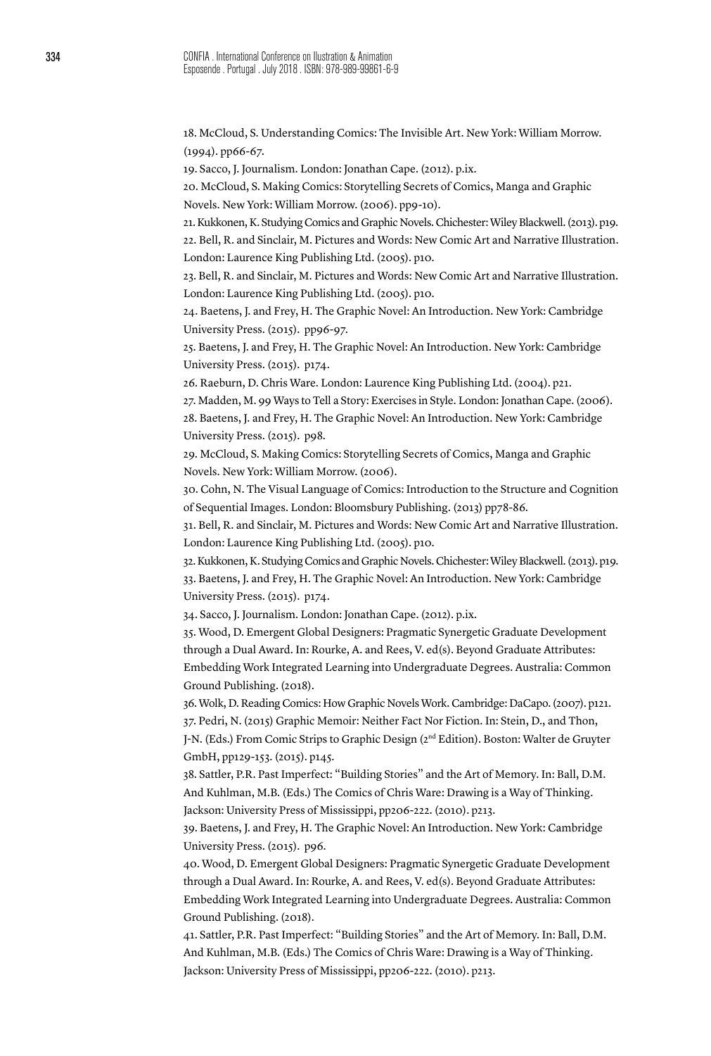18. McCloud, S. Understanding Comics: The Invisible Art. New York: William Morrow. (1994). pp66-67.

19. Sacco, J. Journalism. London: Jonathan Cape. (2012). p.ix.

20. McCloud, S. Making Comics: Storytelling Secrets of Comics, Manga and Graphic Novels. New York: William Morrow. (2006). pp9-10).

21. Kukkonen, K. Studying Comics and Graphic Novels. Chichester: Wiley Blackwell. (2013). p19.

22. Bell, R. and Sinclair, M. Pictures and Words: New Comic Art and Narrative Illustration. London: Laurence King Publishing Ltd. (2005). p10.

23. Bell, R. and Sinclair, M. Pictures and Words: New Comic Art and Narrative Illustration. London: Laurence King Publishing Ltd. (2005). p10.

24. Baetens, J. and Frey, H. The Graphic Novel: An Introduction. New York: Cambridge University Press. (2015). pp96-97.

25. Baetens, J. and Frey, H. The Graphic Novel: An Introduction. New York: Cambridge University Press. (2015). p174.

26. Raeburn, D. Chris Ware. London: Laurence King Publishing Ltd. (2004). p21.

27. Madden, M. 99 Ways to Tell a Story: Exercises in Style. London: Jonathan Cape. (2006).

28. Baetens, J. and Frey, H. The Graphic Novel: An Introduction. New York: Cambridge University Press. (2015). p98.

29. McCloud, S. Making Comics: Storytelling Secrets of Comics, Manga and Graphic Novels. New York: William Morrow. (2006).

30. Cohn, N. The Visual Language of Comics: Introduction to the Structure and Cognition of Sequential Images. London: Bloomsbury Publishing. (2013) pp78-86.

31. Bell, R. and Sinclair, M. Pictures and Words: New Comic Art and Narrative Illustration. London: Laurence King Publishing Ltd. (2005). p10.

32. Kukkonen, K. Studying Comics and Graphic Novels. Chichester: Wiley Blackwell. (2013). p19.

33. Baetens, J. and Frey, H. The Graphic Novel: An Introduction. New York: Cambridge University Press. (2015). p174.

34. Sacco, J. Journalism. London: Jonathan Cape. (2012). p.ix.

35. Wood, D. Emergent Global Designers: Pragmatic Synergetic Graduate Development through a Dual Award. In: Rourke, A. and Rees, V. ed(s). Beyond Graduate Attributes: Embedding Work Integrated Learning into Undergraduate Degrees. Australia: Common Ground Publishing. (2018).

36. Wolk, D. Reading Comics: How Graphic Novels Work. Cambridge: DaCapo. (2007). p121.

37. Pedri, N. (2015) Graphic Memoir: Neither Fact Nor Fiction. In: Stein, D., and Thon, J-N. (Eds.) From Comic Strips to Graphic Design (2nd Edition). Boston: Walter de Gruyter GmbH, pp129-153. (2015). p145.

38. Sattler, P.R. Past Imperfect: "Building Stories" and the Art of Memory. In: Ball, D.M. And Kuhlman, M.B. (Eds.) The Comics of Chris Ware: Drawing is a Way of Thinking. Jackson: University Press of Mississippi, pp206-222. (2010). p213.

39. Baetens, J. and Frey, H. The Graphic Novel: An Introduction. New York: Cambridge University Press. (2015). p96.

40. Wood, D. Emergent Global Designers: Pragmatic Synergetic Graduate Development through a Dual Award. In: Rourke, A. and Rees, V. ed(s). Beyond Graduate Attributes: Embedding Work Integrated Learning into Undergraduate Degrees. Australia: Common Ground Publishing. (2018).

41. Sattler, P.R. Past Imperfect: "Building Stories" and the Art of Memory. In: Ball, D.M. And Kuhlman, M.B. (Eds.) The Comics of Chris Ware: Drawing is a Way of Thinking. Jackson: University Press of Mississippi, pp206-222. (2010). p213.